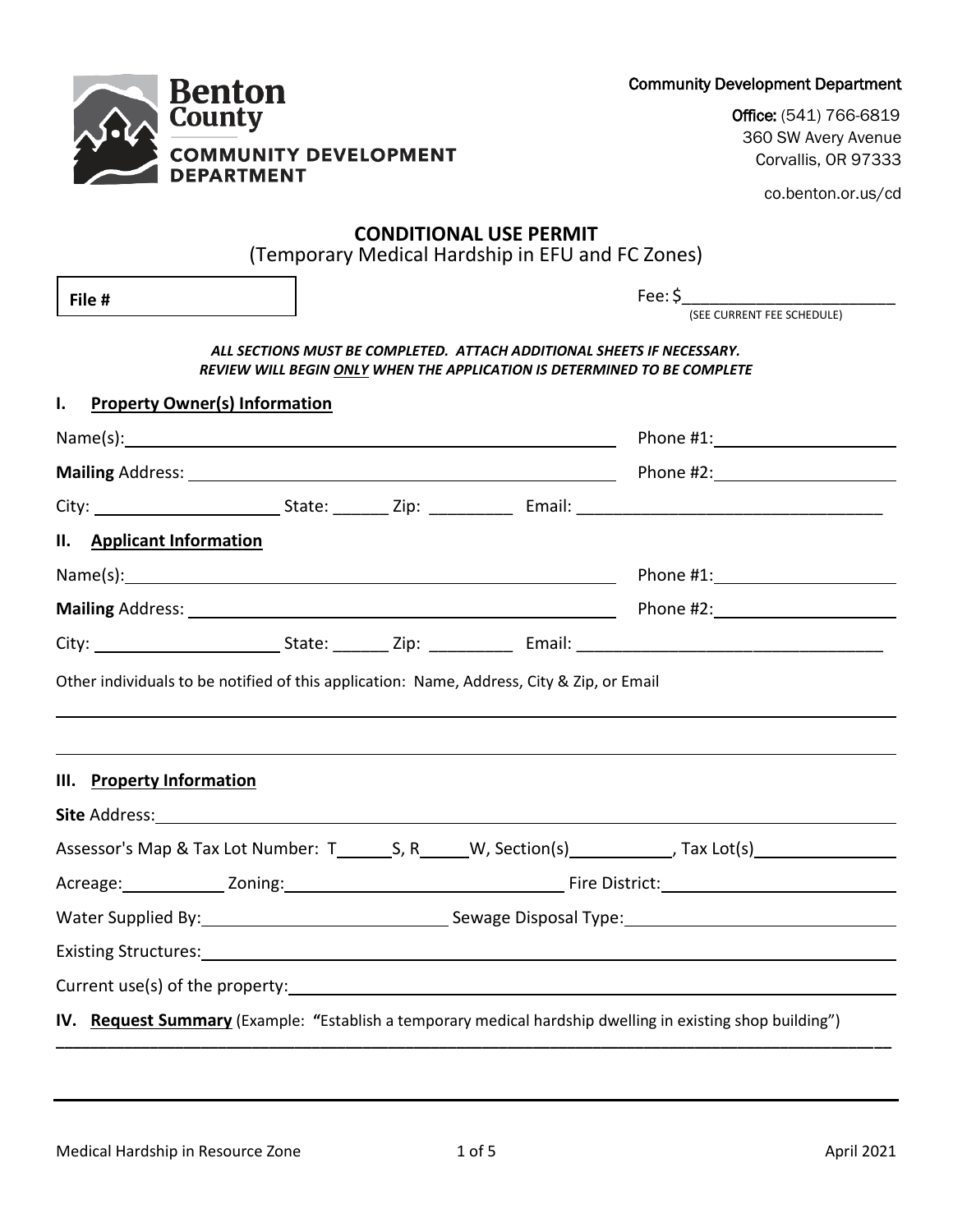Benton County
COMMUNITY DEVELOPMENT DEPARTMENT

Community Development Department

Office: (541) 766-6819
360 SW Avery Avenue
Corvallis, OR 97333

co.benton.or.us/cd

# CONDITIONAL USE PERMIT

(Temporary Medical Hardship in EFU and FC Zones)

**File #**

Fee: $________________________
(SEE CURRENT FEE SCHEDULE)

***ALL SECTIONS MUST BE COMPLETED. ATTACH ADDITIONAL SHEETS IF NECESSARY.***
***REVIEW WILL BEGIN ONLY WHEN THE APPLICATION IS DETERMINED TO BE COMPLETE***

## I. Property Owner(s) Information

Name(s): ______________________________ Phone #1: ______________

**Mailing** Address: ______________________________ Phone #2: ______________

City: ______________ State: ______ Zip: _________ Email: ______________________________

## II. Applicant Information

Name(s): ______________________________ Phone #1: ______________

**Mailing** Address: ______________________________ Phone #2: ______________

City: ______________ State: ______ Zip: _________ Email: ______________________________

Other individuals to be notified of this application: Name, Address, City & Zip, or Email

______________________________________________________________________

______________________________________________________________________

## III. Property Information

**Site** Address: ______________________________________________________________________

Assessor's Map & Tax Lot Number: T______S, R_____W, Section(s)___________, Tax Lot(s)______________

Acreage: ___________ Zoning: ______________________________ Fire District: ______________________

Water Supplied By: ________________________ Sewage Disposal Type: ________________________

Existing Structures: ______________________________________________________________________

Current use(s) of the property: ____________________________________________________________

## IV. Request Summary (Example: "Establish a temporary medical hardship dwelling in existing shop building")

______________________________________________________________________

______________________________________________________________________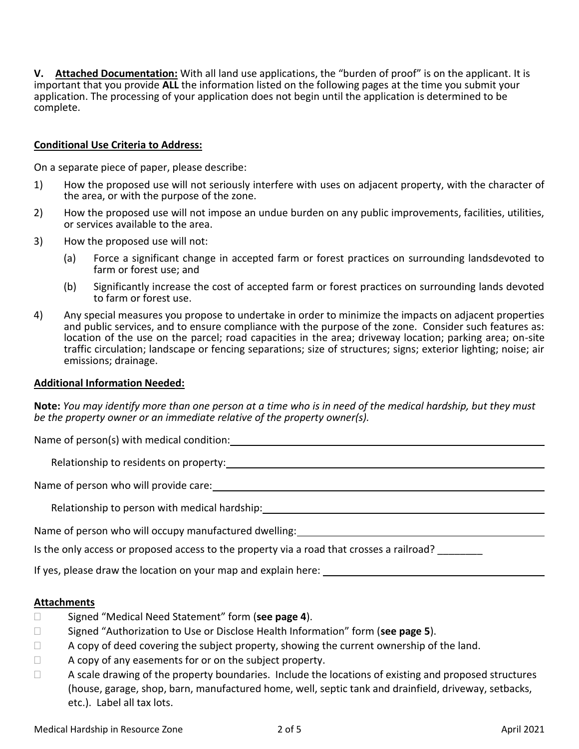**V. Attached Documentation:** With all land use applications, the "burden of proof" is on the applicant. It is important that you provide **ALL** the information listed on the following pages at the time you submit your application. The processing of your application does not begin until the application is determined to be complete.

**Conditional Use Criteria to Address:**

On a separate piece of paper, please describe:

1) How the proposed use will not seriously interfere with uses on adjacent property, with the character of the area, or with the purpose of the zone.
2) How the proposed use will not impose an undue burden on any public improvements, facilities, utilities, or services available to the area.
3) How the proposed use will not:
   (a) Force a significant change in accepted farm or forest practices on surrounding landsdevoted to farm or forest use; and
   (b) Significantly increase the cost of accepted farm or forest practices on surrounding lands devoted to farm or forest use.
4) Any special measures you propose to undertake in order to minimize the impacts on adjacent properties and public services, and to ensure compliance with the purpose of the zone. Consider such features as: location of the use on the parcel; road capacities in the area; driveway location; parking area; on-site traffic circulation; landscape or fencing separations; size of structures; signs; exterior lighting; noise; air emissions; drainage.

**Additional Information Needed:**

**Note:** *You may identify more than one person at a time who is in need of the medical hardship, but they must be the property owner or an immediate relative of the property owner(s).*

Name of person(s) with medical condition: ______________________________

Relationship to residents on property: ______________________________

Name of person who will provide care: ______________________________

Relationship to person with medical hardship: ______________________________

Name of person who will occupy manufactured dwelling: ______________________________

Is the only access or proposed access to the property via a road that crosses a railroad? ________

If yes, please draw the location on your map and explain here: ______________________________

**Attachments**

- ☐ Signed "Medical Need Statement" form (**see page 4**).
- ☐ Signed "Authorization to Use or Disclose Health Information" form (**see page 5**).
- ☐ A copy of deed covering the subject property, showing the current ownership of the land.
- ☐ A copy of any easements for or on the subject property.
- ☐ A scale drawing of the property boundaries. Include the locations of existing and proposed structures (house, garage, shop, barn, manufactured home, well, septic tank and drainfield, driveway, setbacks, etc.). Label all tax lots.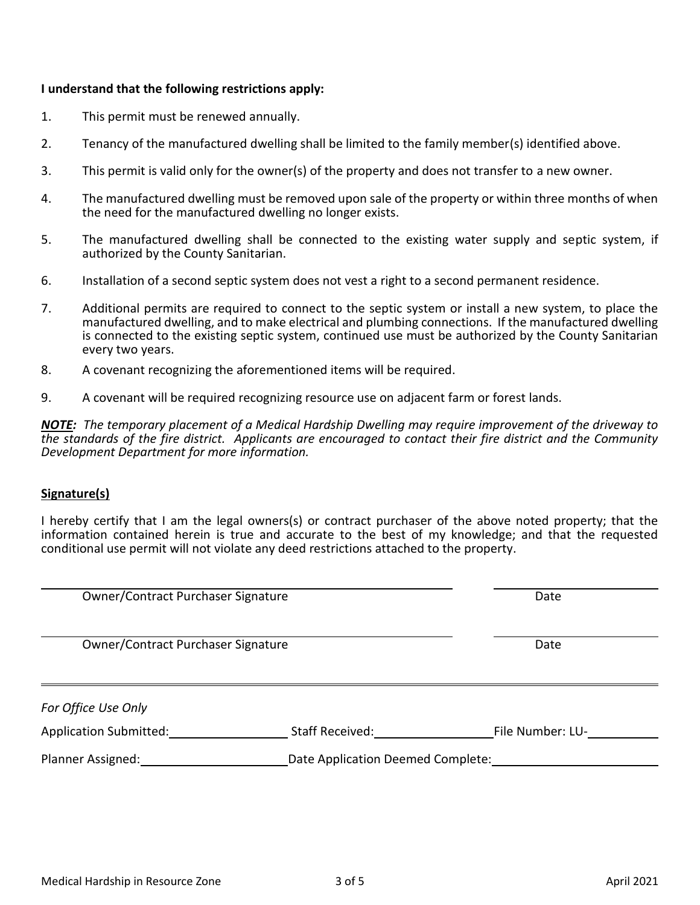**I understand that the following restrictions apply:**

1. This permit must be renewed annually.
2. Tenancy of the manufactured dwelling shall be limited to the family member(s) identified above.
3. This permit is valid only for the owner(s) of the property and does not transfer to a new owner.
4. The manufactured dwelling must be removed upon sale of the property or within three months of when the need for the manufactured dwelling no longer exists.
5. The manufactured dwelling shall be connected to the existing water supply and septic system, if authorized by the County Sanitarian.
6. Installation of a second septic system does not vest a right to a second permanent residence.
7. Additional permits are required to connect to the septic system or install a new system, to place the manufactured dwelling, and to make electrical and plumbing connections. If the manufactured dwelling is connected to the existing septic system, continued use must be authorized by the County Sanitarian every two years.
8. A covenant recognizing the aforementioned items will be required.
9. A covenant will be required recognizing resource use on adjacent farm or forest lands.

***NOTE:*** *The temporary placement of a Medical Hardship Dwelling may require improvement of the driveway to the standards of the fire district. Applicants are encouraged to contact their fire district and the Community Development Department for more information.*

**Signature(s)**

I hereby certify that I am the legal owners(s) or contract purchaser of the above noted property; that the information contained herein is true and accurate to the best of my knowledge; and that the requested conditional use permit will not violate any deed restrictions attached to the property.

______________________________ Owner/Contract Purchaser Signature    ______________ Date

______________________________ Owner/Contract Purchaser Signature    ______________ Date

---

*For Office Use Only*

Application Submitted: ______________ Staff Received: ______________ File Number: LU-__________

Planner Assigned: ______________ Date Application Deemed Complete: ______________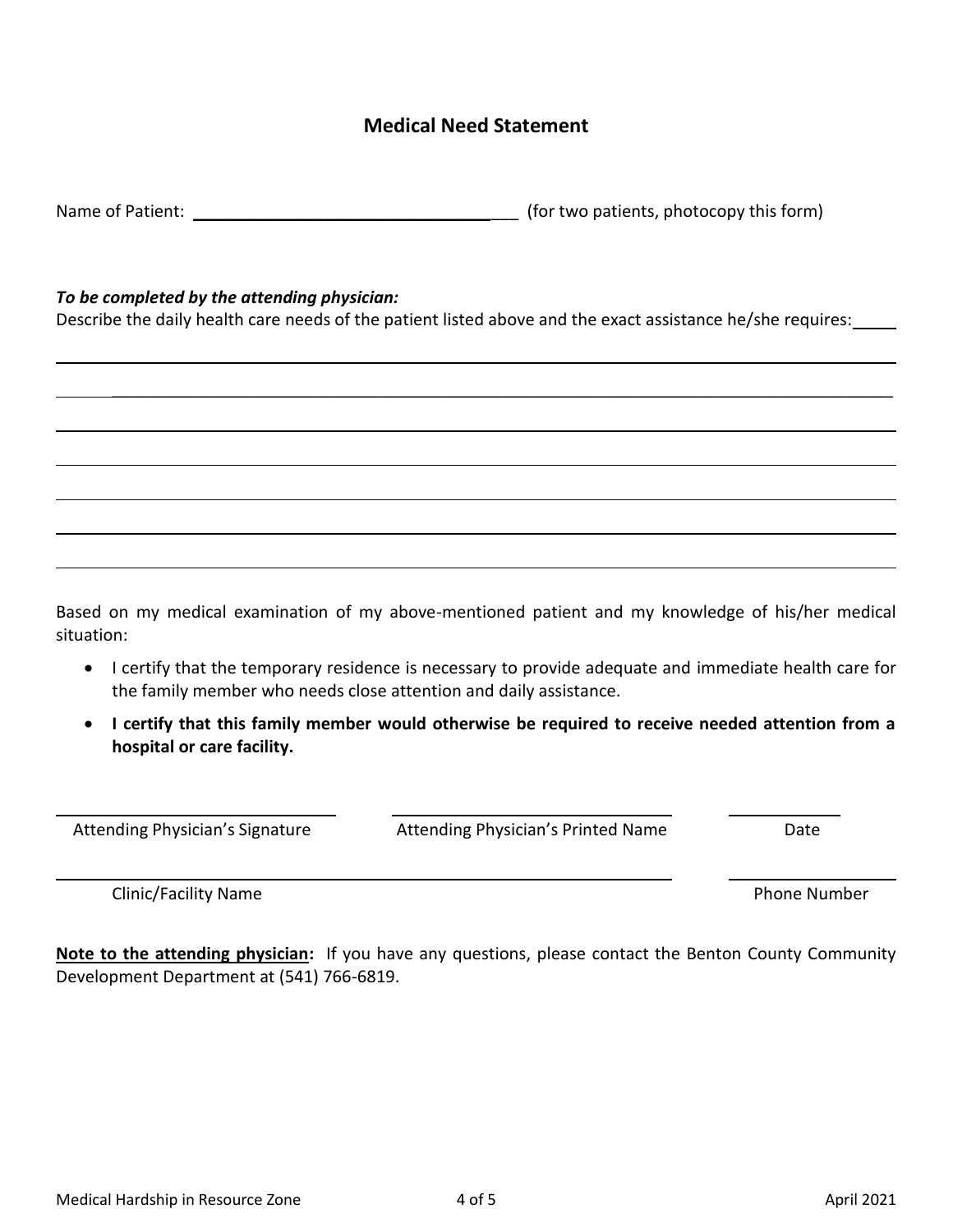## Medical Need Statement

Name of Patient: ______________________________________ (for two patients, photocopy this form)

***To be completed by the attending physician:***

Describe the daily health care needs of the patient listed above and the exact assistance he/she requires:_____

_____________________________________________________________________________________

_____________________________________________________________________________________

_____________________________________________________________________________________

_____________________________________________________________________________________

_____________________________________________________________________________________

_____________________________________________________________________________________

_____________________________________________________________________________________

Based on my medical examination of my above-mentioned patient and my knowledge of his/her medical situation:

- I certify that the temporary residence is necessary to provide adequate and immediate health care for the family member who needs close attention and daily assistance.
- **I certify that this family member would otherwise be required to receive needed attention from a hospital or care facility.**

| ______________________________ | ______________________________ | ____________ |
|---|---|---|
| Attending Physician's Signature | Attending Physician's Printed Name | Date |

| ______________________________________________________ | ____________ |
|---|---|
| Clinic/Facility Name | Phone Number |

**Note to the attending physician:** If you have any questions, please contact the Benton County Community Development Department at (541) 766-6819.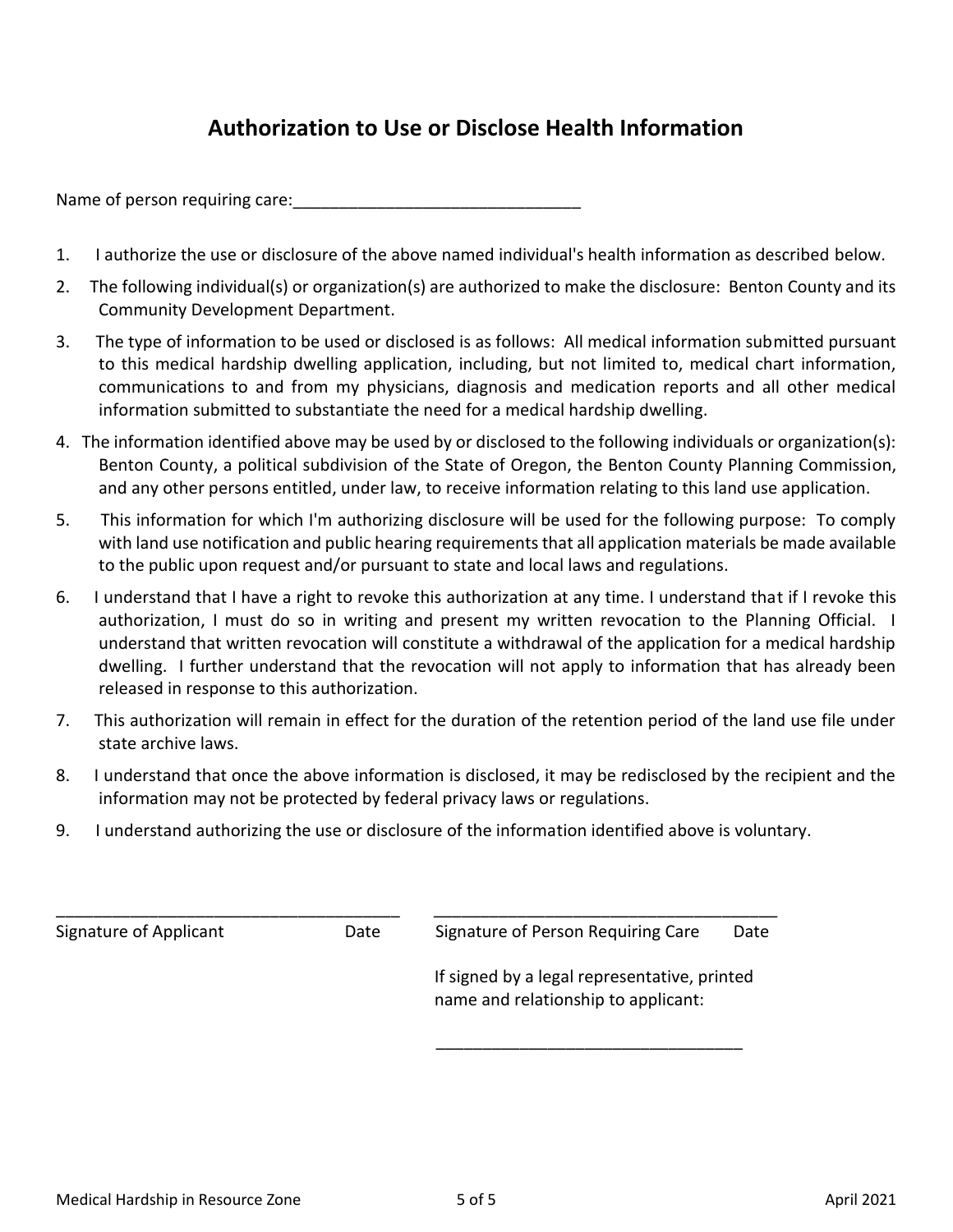# Authorization to Use or Disclose Health Information

Name of person requiring care:______________________________

1. I authorize the use or disclosure of the above named individual's health information as described below.
2. The following individual(s) or organization(s) are authorized to make the disclosure: Benton County and its Community Development Department.
3. The type of information to be used or disclosed is as follows: All medical information submitted pursuant to this medical hardship dwelling application, including, but not limited to, medical chart information, communications to and from my physicians, diagnosis and medication reports and all other medical information submitted to substantiate the need for a medical hardship dwelling.
4. The information identified above may be used by or disclosed to the following individuals or organization(s): Benton County, a political subdivision of the State of Oregon, the Benton County Planning Commission, and any other persons entitled, under law, to receive information relating to this land use application.
5. This information for which I'm authorizing disclosure will be used for the following purpose: To comply with land use notification and public hearing requirements that all application materials be made available to the public upon request and/or pursuant to state and local laws and regulations.
6. I understand that I have a right to revoke this authorization at any time. I understand that if I revoke this authorization, I must do so in writing and present my written revocation to the Planning Official. I understand that written revocation will constitute a withdrawal of the application for a medical hardship dwelling. I further understand that the revocation will not apply to information that has already been released in response to this authorization.
7. This authorization will remain in effect for the duration of the retention period of the land use file under state archive laws.
8. I understand that once the above information is disclosed, it may be redisclosed by the recipient and the information may not be protected by federal privacy laws or regulations.
9. I understand authorizing the use or disclosure of the information identified above is voluntary.

_____________________________________
Signature of Applicant Date

_____________________________________
Signature of Person Requiring Care Date

If signed by a legal representative, printed name and relationship to applicant:

_________________________________